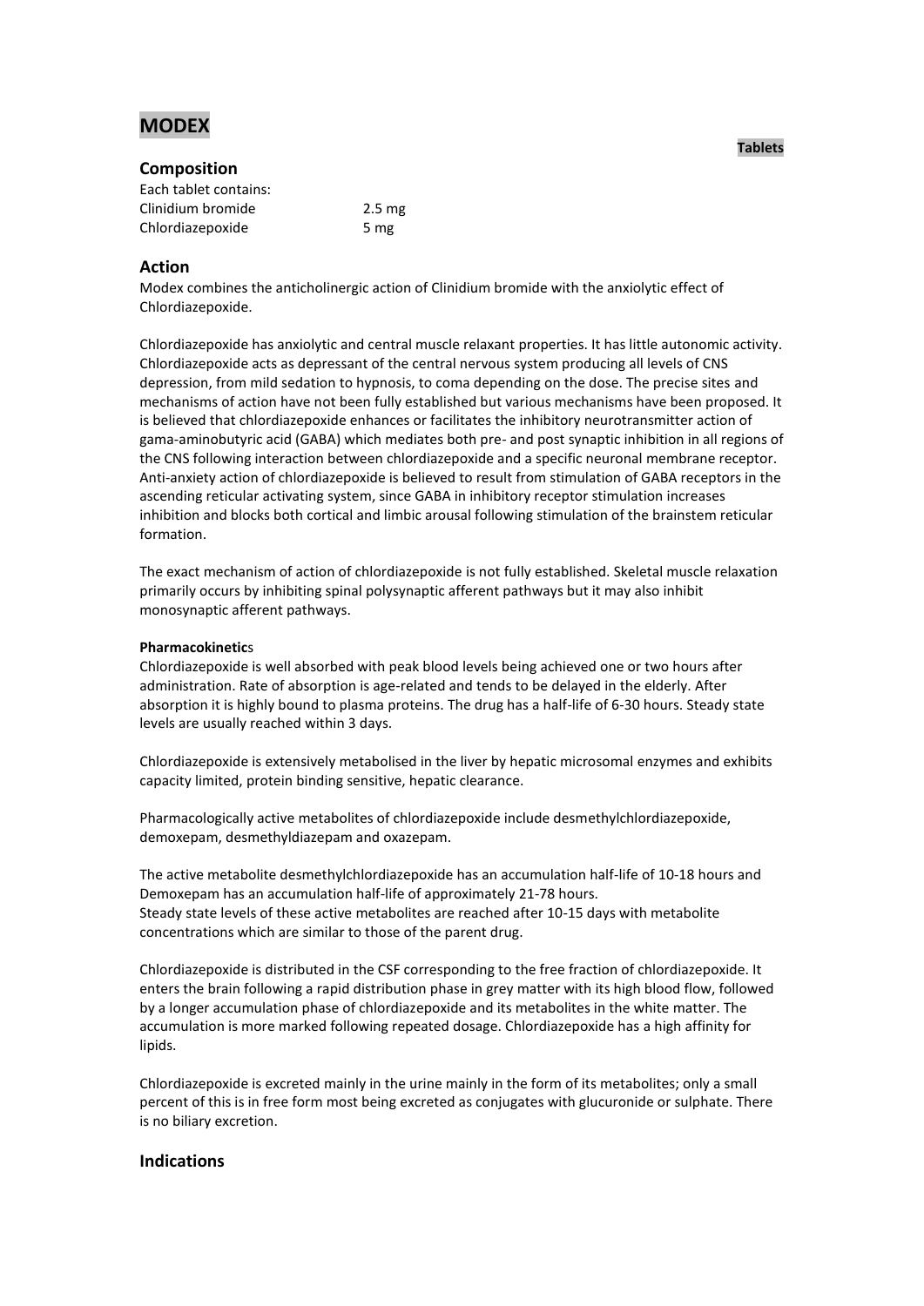# MODEX

**Tablets**

## Composition

Each tablet contains:

| | |
|---|---|
| Clinidium bromide | 2.5 mg |
| Chlordiazepoxide | 5 mg |

## Action

Modex combines the anticholinergic action of Clinidium bromide with the anxiolytic effect of Chlordiazepoxide.

Chlordiazepoxide has anxiolytic and central muscle relaxant properties. It has little autonomic activity. Chlordiazepoxide acts as depressant of the central nervous system producing all levels of CNS depression, from mild sedation to hypnosis, to coma depending on the dose. The precise sites and mechanisms of action have not been fully established but various mechanisms have been proposed. It is believed that chlordiazepoxide enhances or facilitates the inhibitory neurotransmitter action of gama-aminobutyric acid (GABA) which mediates both pre- and post synaptic inhibition in all regions of the CNS following interaction between chlordiazepoxide and a specific neuronal membrane receptor. Anti-anxiety action of chlordiazepoxide is believed to result from stimulation of GABA receptors in the ascending reticular activating system, since GABA in inhibitory receptor stimulation increases inhibition and blocks both cortical and limbic arousal following stimulation of the brainstem reticular formation.

The exact mechanism of action of chlordiazepoxide is not fully established. Skeletal muscle relaxation primarily occurs by inhibiting spinal polysynaptic afferent pathways but it may also inhibit monosynaptic afferent pathways.

**Pharmacokinetic**s

Chlordiazepoxide is well absorbed with peak blood levels being achieved one or two hours after administration. Rate of absorption is age-related and tends to be delayed in the elderly. After absorption it is highly bound to plasma proteins. The drug has a half-life of 6-30 hours. Steady state levels are usually reached within 3 days.

Chlordiazepoxide is extensively metabolised in the liver by hepatic microsomal enzymes and exhibits capacity limited, protein binding sensitive, hepatic clearance.

Pharmacologically active metabolites of chlordiazepoxide include desmethylchlordiazepoxide, demoxepam, desmethyldiazepam and oxazepam.

The active metabolite desmethylchlordiazepoxide has an accumulation half-life of 10-18 hours and Demoxepam has an accumulation half-life of approximately 21-78 hours.
Steady state levels of these active metabolites are reached after 10-15 days with metabolite concentrations which are similar to those of the parent drug.

Chlordiazepoxide is distributed in the CSF corresponding to the free fraction of chlordiazepoxide. It enters the brain following a rapid distribution phase in grey matter with its high blood flow, followed by a longer accumulation phase of chlordiazepoxide and its metabolites in the white matter. The accumulation is more marked following repeated dosage. Chlordiazepoxide has a high affinity for lipids.

Chlordiazepoxide is excreted mainly in the urine mainly in the form of its metabolites; only a small percent of this is in free form most being excreted as conjugates with glucuronide or sulphate. There is no biliary excretion.

## Indications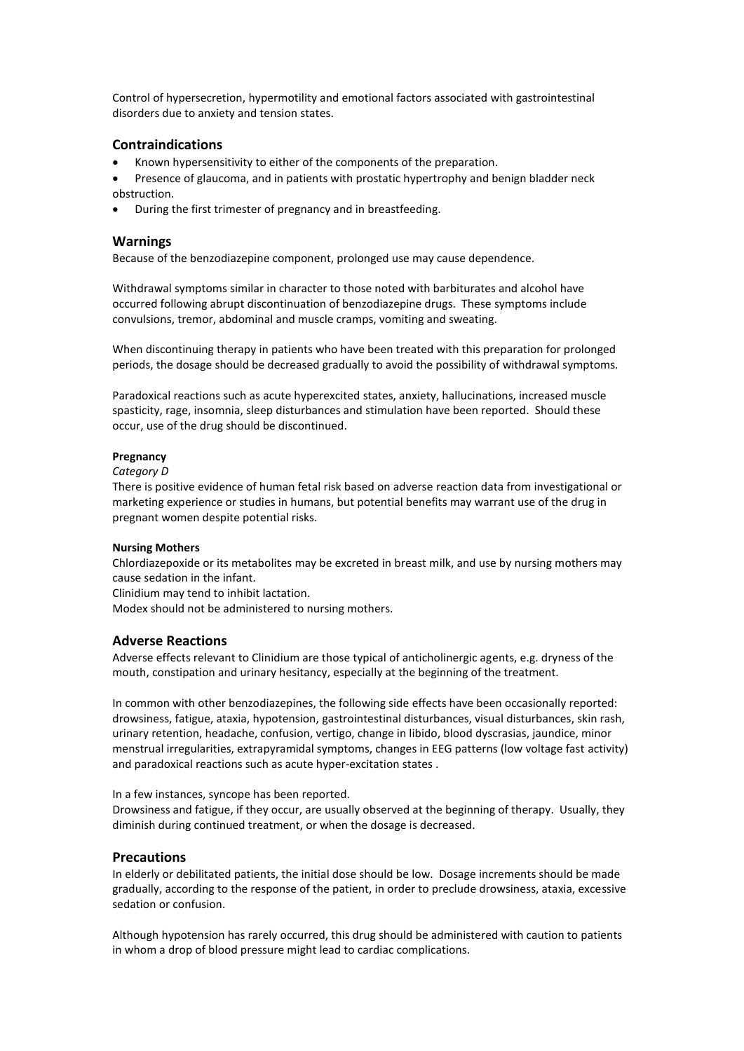Control of hypersecretion, hypermotility and emotional factors associated with gastrointestinal disorders due to anxiety and tension states.

## Contraindications

- Known hypersensitivity to either of the components of the preparation.
- Presence of glaucoma, and in patients with prostatic hypertrophy and benign bladder neck obstruction.
- During the first trimester of pregnancy and in breastfeeding.

## Warnings

Because of the benzodiazepine component, prolonged use may cause dependence.

Withdrawal symptoms similar in character to those noted with barbiturates and alcohol have occurred following abrupt discontinuation of benzodiazepine drugs. These symptoms include convulsions, tremor, abdominal and muscle cramps, vomiting and sweating.

When discontinuing therapy in patients who have been treated with this preparation for prolonged periods, the dosage should be decreased gradually to avoid the possibility of withdrawal symptoms.

Paradoxical reactions such as acute hyperexcited states, anxiety, hallucinations, increased muscle spasticity, rage, insomnia, sleep disturbances and stimulation have been reported. Should these occur, use of the drug should be discontinued.

**Pregnancy**

*Category D*

There is positive evidence of human fetal risk based on adverse reaction data from investigational or marketing experience or studies in humans, but potential benefits may warrant use of the drug in pregnant women despite potential risks.

**Nursing Mothers**

Chlordiazepoxide or its metabolites may be excreted in breast milk, and use by nursing mothers may cause sedation in the infant.

Clinidium may tend to inhibit lactation.

Modex should not be administered to nursing mothers.

## Adverse Reactions

Adverse effects relevant to Clinidium are those typical of anticholinergic agents, e.g. dryness of the mouth, constipation and urinary hesitancy, especially at the beginning of the treatment.

In common with other benzodiazepines, the following side effects have been occasionally reported: drowsiness, fatigue, ataxia, hypotension, gastrointestinal disturbances, visual disturbances, skin rash, urinary retention, headache, confusion, vertigo, change in libido, blood dyscrasias, jaundice, minor menstrual irregularities, extrapyramidal symptoms, changes in EEG patterns (low voltage fast activity) and paradoxical reactions such as acute hyper-excitation states .

In a few instances, syncope has been reported.

Drowsiness and fatigue, if they occur, are usually observed at the beginning of therapy. Usually, they diminish during continued treatment, or when the dosage is decreased.

## Precautions

In elderly or debilitated patients, the initial dose should be low. Dosage increments should be made gradually, according to the response of the patient, in order to preclude drowsiness, ataxia, excessive sedation or confusion.

Although hypotension has rarely occurred, this drug should be administered with caution to patients in whom a drop of blood pressure might lead to cardiac complications.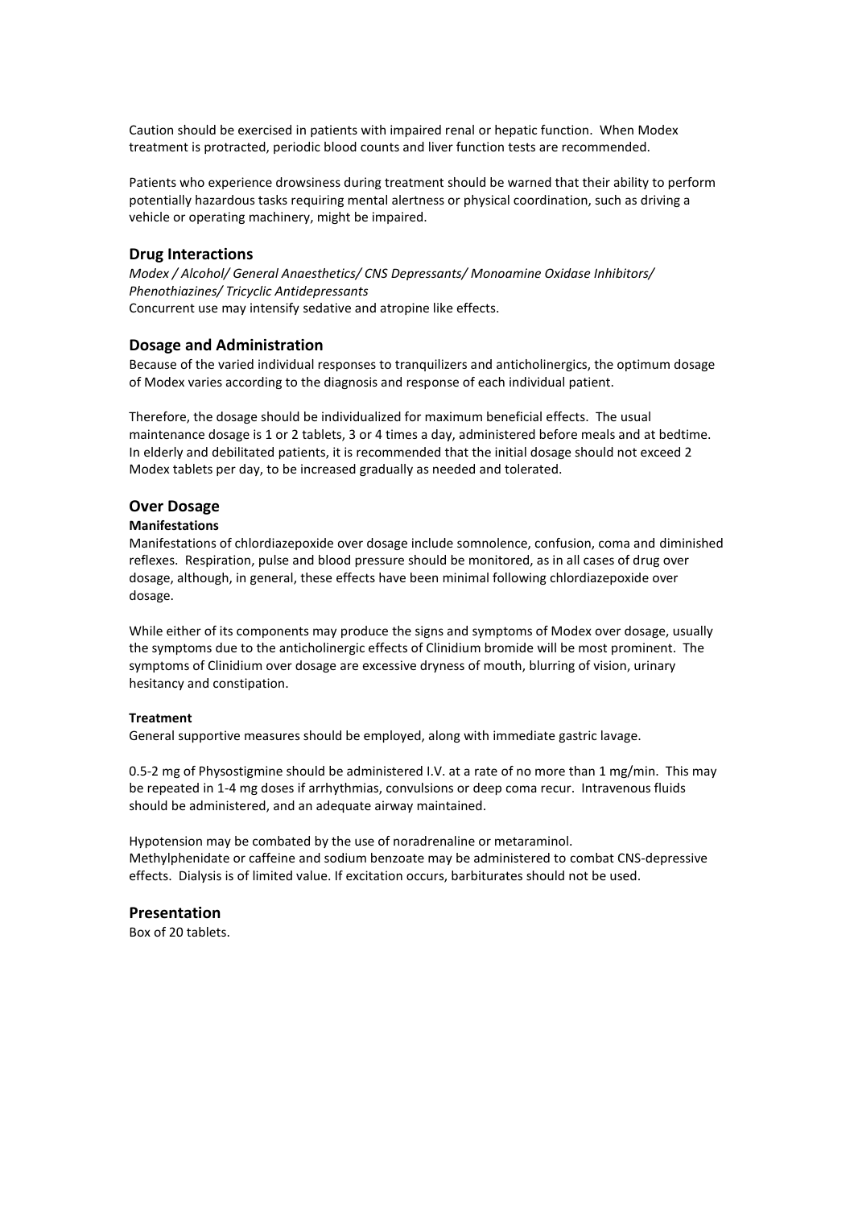Caution should be exercised in patients with impaired renal or hepatic function. When Modex treatment is protracted, periodic blood counts and liver function tests are recommended.

Patients who experience drowsiness during treatment should be warned that their ability to perform potentially hazardous tasks requiring mental alertness or physical coordination, such as driving a vehicle or operating machinery, might be impaired.

## Drug Interactions

*Modex / Alcohol/ General Anaesthetics/ CNS Depressants/ Monoamine Oxidase Inhibitors/ Phenothiazines/ Tricyclic Antidepressants*
Concurrent use may intensify sedative and atropine like effects.

## Dosage and Administration

Because of the varied individual responses to tranquilizers and anticholinergics, the optimum dosage of Modex varies according to the diagnosis and response of each individual patient.

Therefore, the dosage should be individualized for maximum beneficial effects. The usual maintenance dosage is 1 or 2 tablets, 3 or 4 times a day, administered before meals and at bedtime. In elderly and debilitated patients, it is recommended that the initial dosage should not exceed 2 Modex tablets per day, to be increased gradually as needed and tolerated.

## Over Dosage

**Manifestations**

Manifestations of chlordiazepoxide over dosage include somnolence, confusion, coma and diminished reflexes. Respiration, pulse and blood pressure should be monitored, as in all cases of drug over dosage, although, in general, these effects have been minimal following chlordiazepoxide over dosage.

While either of its components may produce the signs and symptoms of Modex over dosage, usually the symptoms due to the anticholinergic effects of Clinidium bromide will be most prominent. The symptoms of Clinidium over dosage are excessive dryness of mouth, blurring of vision, urinary hesitancy and constipation.

**Treatment**

General supportive measures should be employed, along with immediate gastric lavage.

0.5-2 mg of Physostigmine should be administered I.V. at a rate of no more than 1 mg/min. This may be repeated in 1-4 mg doses if arrhythmias, convulsions or deep coma recur. Intravenous fluids should be administered, and an adequate airway maintained.

Hypotension may be combated by the use of noradrenaline or metaraminol.
Methylphenidate or caffeine and sodium benzoate may be administered to combat CNS-depressive effects. Dialysis is of limited value. If excitation occurs, barbiturates should not be used.

## Presentation

Box of 20 tablets.